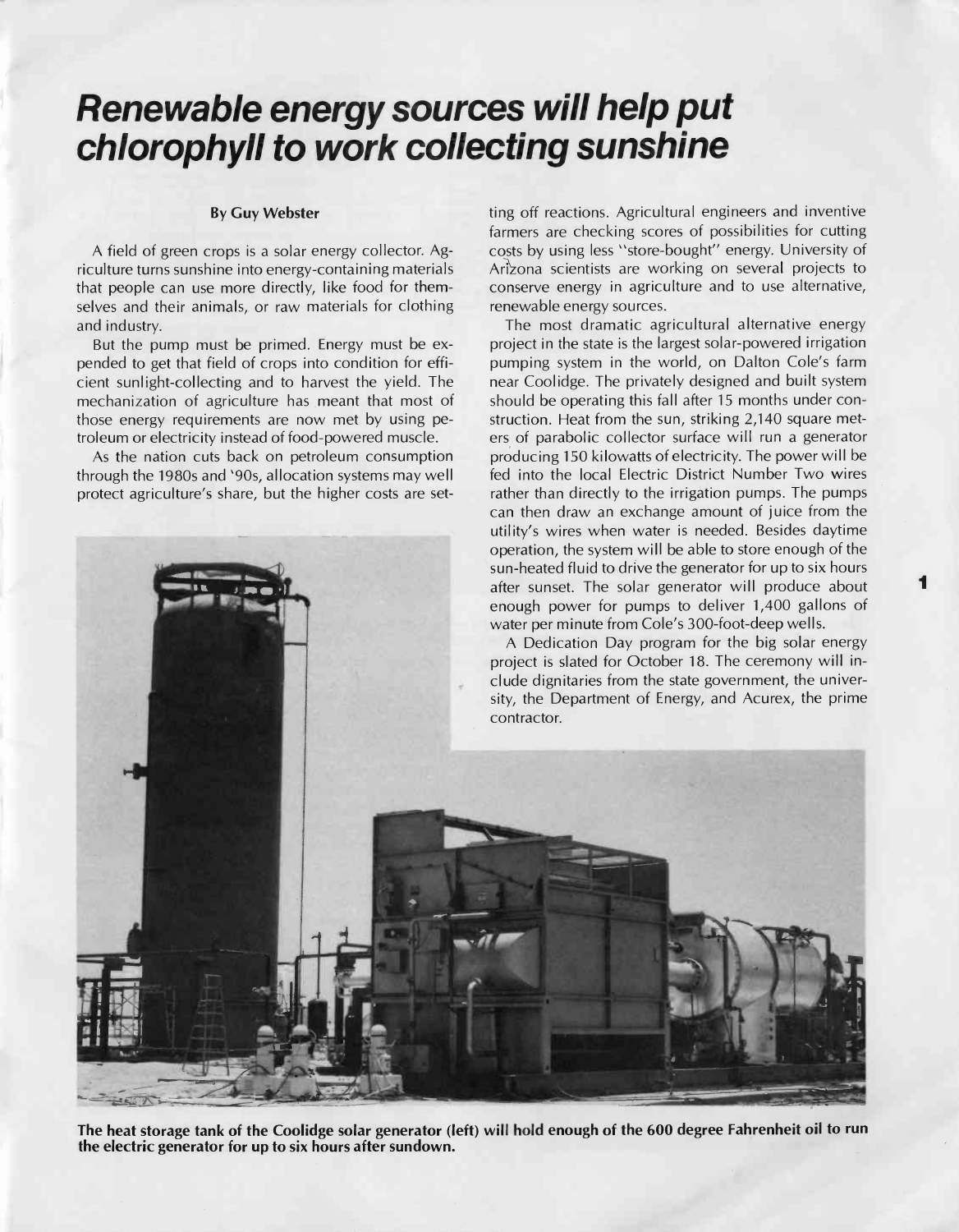# Renewable energy sources will help put chlorophyll to work collecting sunshine

**By Guy Webster**

A field of green crops is a solar energy collector. Agriculture turns sunshine into energy-containing materials that people can use more directly, like food for themselves and their animals, or raw materials for clothing and industry.

But the pump must be primed. Energy must be expended to get that field of crops into condition for efficient sunlight-collecting and to harvest the yield. The mechanization of agriculture has meant that most of those energy requirements are now met by using petroleum or electricity instead of food-powered muscle.

As the nation cuts back on petroleum consumption through the 1980s and '90s, allocation systems may well protect agriculture's share, but the higher costs are setting off reactions. Agricultural engineers and inventive farmers are checking scores of possibilities for cutting costs by using less "store-bought" energy. University of Arizona scientists are working on several projects to conserve energy in agriculture and to use alternative, renewable energy sources.

The most dramatic agricultural alternative energy project in the state is the largest solar-powered irrigation pumping system in the world, on Dalton Cole's farm near Coolidge. The privately designed and built system should be operating this fall after 15 months under construction. Heat from the sun, striking 2,140 square meters of parabolic collector surface will run a generator producing 150 kilowatts of electricity. The power will be fed into the local Electric District Number Two wires rather than directly to the irrigation pumps. The pumps can then draw an exchange amount of juice from the utility's wires when water is needed. Besides daytime operation, the system will be able to store enough of the sun-heated fluid to drive the generator for up to six hours after sunset. The solar generator will produce about enough power for pumps to deliver 1,400 gallons of water per minute from Cole's 300-foot-deep wells.

A Dedication Day program for the big solar energy project is slated for October 18. The ceremony will include dignitaries from the state government, the university, the Department of Energy, and Acurex, the prime contractor.

**The heat storage tank of the Coolidge solar generator (left) will hold enough of the 600 degree Fahrenheit oil to run the electric generator for up to six hours after sundown.**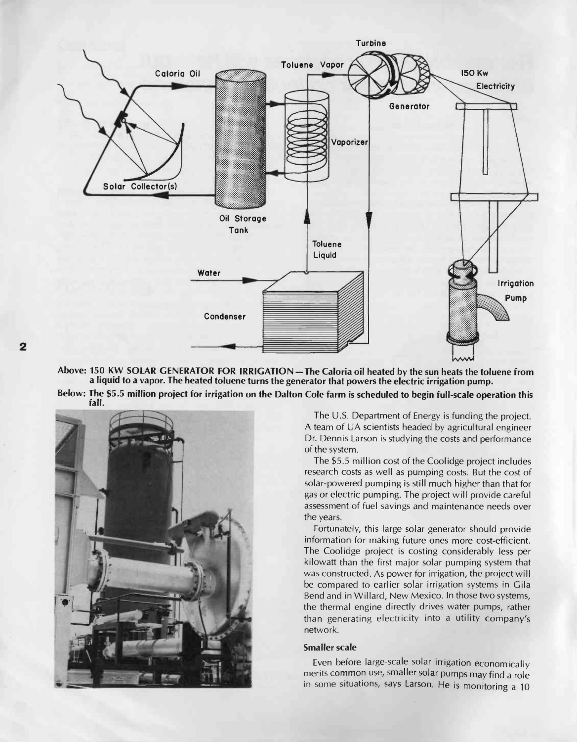**Above: 150 KW SOLAR GENERATOR FOR IRRIGATION — The Caloria oil heated by the sun heats the toluene from a liquid to a vapor. The heated toluene turns the generator that powers the electric irrigation pump.**

**Below: The $5.5 million project for irrigation on the Dalton Cole farm is scheduled to begin full-scale operation this fall.**

The U.S. Department of Energy is funding the project. A team of UA scientists headed by agricultural engineer Dr. Dennis Larson is studying the costs and performance of the system.

The $5.5 million cost of the Coolidge project includes research costs as well as pumping costs. But the cost of solar-powered pumping is still much higher than that for gas or electric pumping. The project will provide careful assessment of fuel savings and maintenance needs over the years.

Fortunately, this large solar generator should provide information for making future ones more cost-efficient. The Coolidge project is costing considerably less per kilowatt than the first major solar pumping system that was constructed. As power for irrigation, the project will be compared to earlier solar irrigation systems in Gila Bend and in Willard, New Mexico. In those two systems, the thermal engine directly drives water pumps, rather than generating electricity into a utility company's network.

### Smaller scale

Even before large-scale solar irrigation economically merits common use, smaller solar pumps may find a role in some situations, says Larson. He is monitoring a 10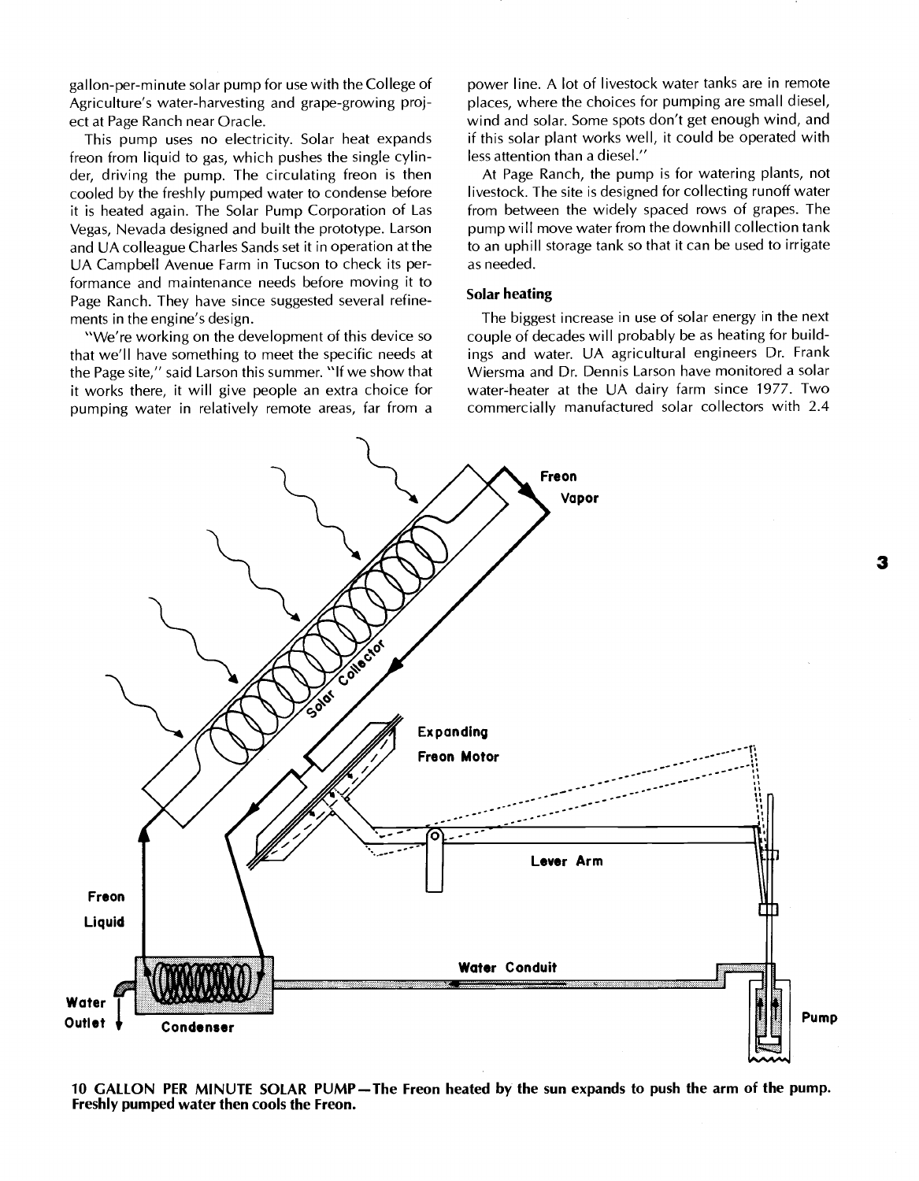gallon-per-minute solar pump for use with the College of Agriculture's water-harvesting and grape-growing project at Page Ranch near Oracle.

This pump uses no electricity. Solar heat expands freon from liquid to gas, which pushes the single cylinder, driving the pump. The circulating freon is then cooled by the freshly pumped water to condense before it is heated again. The Solar Pump Corporation of Las Vegas, Nevada designed and built the prototype. Larson and UA colleague Charles Sands set it in operation at the UA Campbell Avenue Farm in Tucson to check its performance and maintenance needs before moving it to Page Ranch. They have since suggested several refinements in the engine's design.

"We're working on the development of this device so that we'll have something to meet the specific needs at the Page site," said Larson this summer. "If we show that it works there, it will give people an extra choice for pumping water in relatively remote areas, far from a power line. A lot of livestock water tanks are in remote places, where the choices for pumping are small diesel, wind and solar. Some spots don't get enough wind, and if this solar plant works well, it could be operated with less attention than a diesel."

At Page Ranch, the pump is for watering plants, not livestock. The site is designed for collecting runoff water from between the widely spaced rows of grapes. The pump will move water from the downhill collection tank to an uphill storage tank so that it can be used to irrigate as needed.

**Solar heating**

The biggest increase in use of solar energy in the next couple of decades will probably be as heating for buildings and water. UA agricultural engineers Dr. Frank Wiersma and Dr. Dennis Larson have monitored a solar water-heater at the UA dairy farm since 1977. Two commercially manufactured solar collectors with 2.4

**10 GALLON PER MINUTE SOLAR PUMP—The Freon heated by the sun expands to push the arm of the pump. Freshly pumped water then cools the Freon.**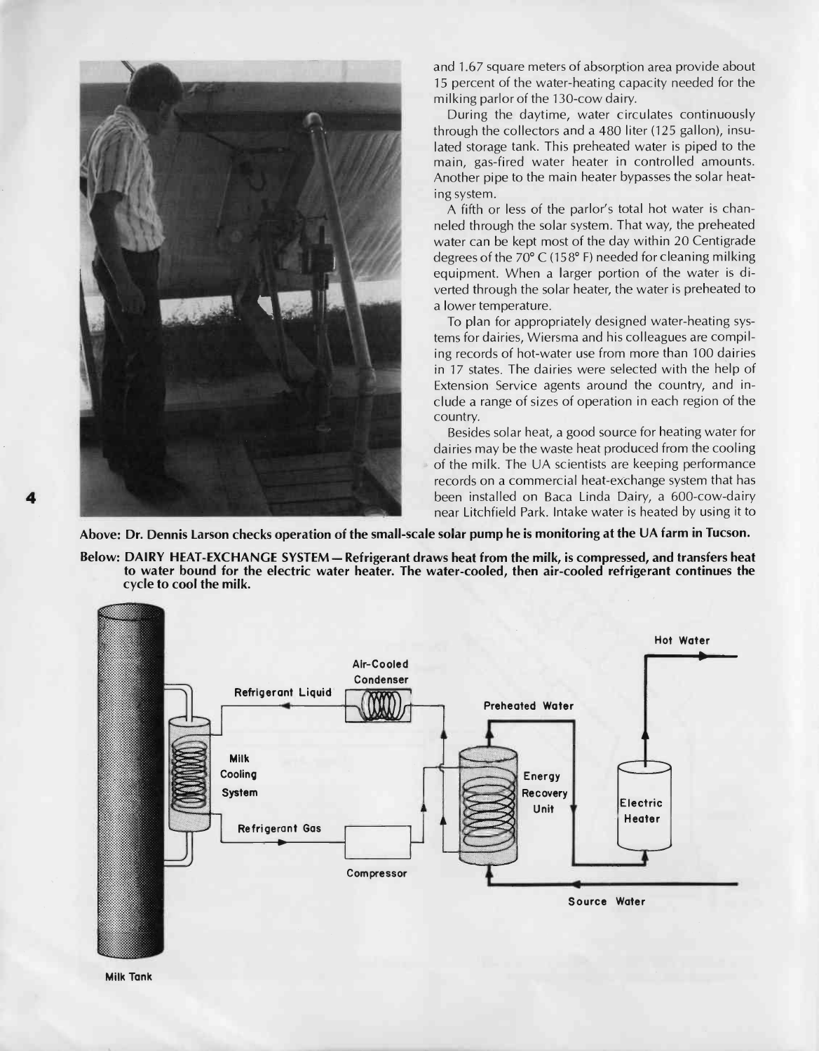and 1.67 square meters of absorption area provide about 15 percent of the water-heating capacity needed for the milking parlor of the 130-cow dairy.

During the daytime, water circulates continuously through the collectors and a 480 liter (125 gallon), insulated storage tank. This preheated water is piped to the main, gas-fired water heater in controlled amounts. Another pipe to the main heater bypasses the solar heating system.

A fifth or less of the parlor's total hot water is channeled through the solar system. That way, the preheated water can be kept most of the day within 20 Centigrade degrees of the 70° C (158° F) needed for cleaning milking equipment. When a larger portion of the water is diverted through the solar heater, the water is preheated to a lower temperature.

To plan for appropriately designed water-heating systems for dairies, Wiersma and his colleagues are compiling records of hot-water use from more than 100 dairies in 17 states. The dairies were selected with the help of Extension Service agents around the country, and include a range of sizes of operation in each region of the country.

Besides solar heat, a good source for heating water for dairies may be the waste heat produced from the cooling of the milk. The UA scientists are keeping performance records on a commercial heat-exchange system that has been installed on Baca Linda Dairy, a 600-cow-dairy near Litchfield Park. Intake water is heated by using it to

**Above: Dr. Dennis Larson checks operation of the small-scale solar pump he is monitoring at the UA farm in Tucson.**

**Below: DAIRY HEAT-EXCHANGE SYSTEM — Refrigerant draws heat from the milk, is compressed, and transfers heat to water bound for the electric water heater. The water-cooled, then air-cooled refrigerant continues the cycle to cool the milk.**

Milk Tank

Milk Cooling System

Refrigerant Liquid

Air-Cooled Condenser

Refrigerant Gas

Compressor

Preheated Water

Energy Recovery Unit

Electric Heater

Hot Water

Source Water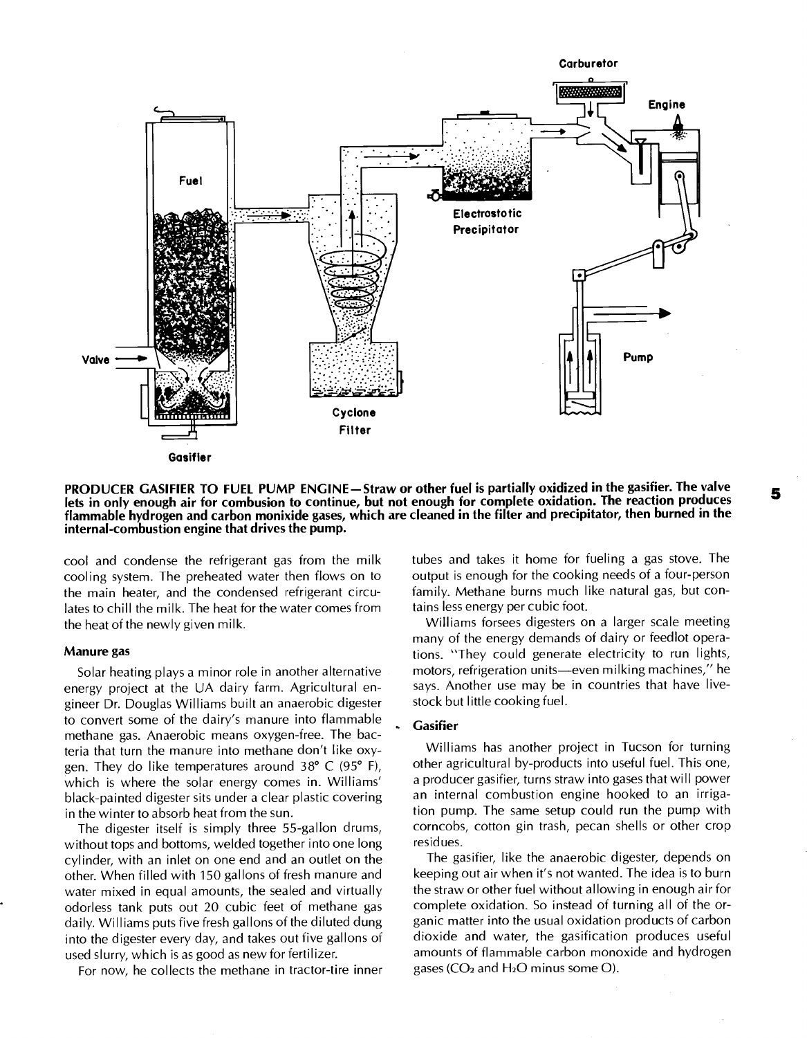**PRODUCER GASIFIER TO FUEL PUMP ENGINE—Straw or other fuel is partially oxidized in the gasifier. The valve lets in only enough air for combustion to continue, but not enough for complete oxidation. The reaction produces flammable hydrogen and carbon monixide gases, which are cleaned in the filter and precipitator, then burned in the internal-combustion engine that drives the pump.**

cool and condense the refrigerant gas from the milk cooling system. The preheated water then flows on to the main heater, and the condensed refrigerant circulates to chill the milk. The heat for the water comes from the heat of the newly given milk.

### Manure gas

Solar heating plays a minor role in another alternative energy project at the UA dairy farm. Agricultural engineer Dr. Douglas Williams built an anaerobic digester to convert some of the dairy's manure into flammable methane gas. Anaerobic means oxygen-free. The bacteria that turn the manure into methane don't like oxygen. They do like temperatures around 38° C (95° F), which is where the solar energy comes in. Williams' black-painted digester sits under a clear plastic covering in the winter to absorb heat from the sun.

The digester itself is simply three 55-gallon drums, without tops and bottoms, welded together into one long cylinder, with an inlet on one end and an outlet on the other. When filled with 150 gallons of fresh manure and water mixed in equal amounts, the sealed and virtually odorless tank puts out 20 cubic feet of methane gas daily. Williams puts five fresh gallons of the diluted dung into the digester every day, and takes out five gallons of used slurry, which is as good as new for fertilizer.

For now, he collects the methane in tractor-tire inner tubes and takes it home for fueling a gas stove. The output is enough for the cooking needs of a four-person family. Methane burns much like natural gas, but contains less energy per cubic foot.

Williams forsees digesters on a larger scale meeting many of the energy demands of dairy or feedlot operations. "They could generate electricity to run lights, motors, refrigeration units—even milking machines," he says. Another use may be in countries that have livestock but little cooking fuel.

### Gasifier

Williams has another project in Tucson for turning other agricultural by-products into useful fuel. This one, a producer gasifier, turns straw into gases that will power an internal combustion engine hooked to an irrigation pump. The same setup could run the pump with corncobs, cotton gin trash, pecan shells or other crop residues.

The gasifier, like the anaerobic digester, depends on keeping out air when it's not wanted. The idea is to burn the straw or other fuel without allowing in enough air for complete oxidation. So instead of turning all of the organic matter into the usual oxidation products of carbon dioxide and water, the gasification produces useful amounts of flammable carbon monoxide and hydrogen gases ($CO_2$ and $H_2O$ minus some O).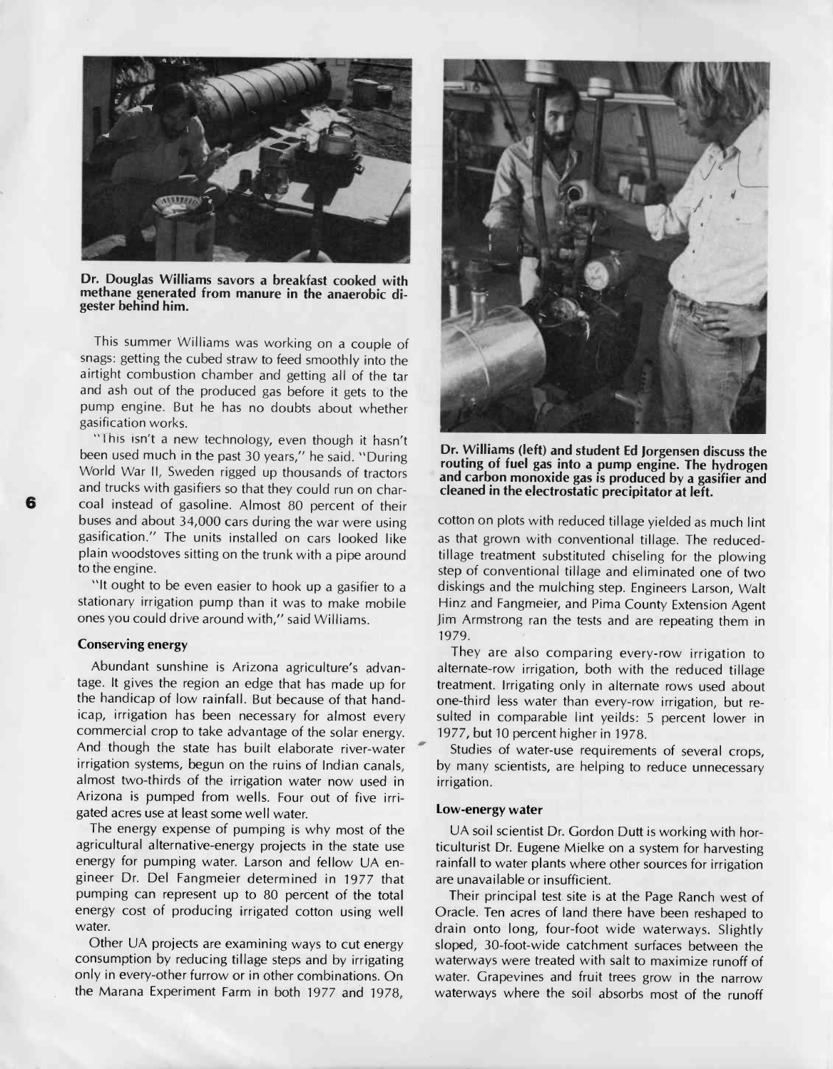Dr. Douglas Williams savors a breakfast cooked with methane generated from manure in the anaerobic digester behind him.

This summer Williams was working on a couple of snags: getting the cubed straw to feed smoothly into the airtight combustion chamber and getting all of the tar and ash out of the produced gas before it gets to the pump engine. But he has no doubts about whether gasification works.

"This isn't a new technology, even though it hasn't been used much in the past 30 years," he said. "During World War II, Sweden rigged up thousands of tractors and trucks with gasifiers so that they could run on charcoal instead of gasoline. Almost 80 percent of their buses and about 34,000 cars during the war were using gasification." The units installed on cars looked like plain woodstoves sitting on the trunk with a pipe around to the engine.

"It ought to be even easier to hook up a gasifier to a stationary irrigation pump than it was to make mobile ones you could drive around with," said Williams.

### Conserving energy

Abundant sunshine is Arizona agriculture's advantage. It gives the region an edge that has made up for the handicap of low rainfall. But because of that handicap, irrigation has been necessary for almost every commercial crop to take advantage of the solar energy. And though the state has built elaborate river-water irrigation systems, begun on the ruins of Indian canals, almost two-thirds of the irrigation water now used in Arizona is pumped from wells. Four out of five irrigated acres use at least some well water.

The energy expense of pumping is why most of the agricultural alternative-energy projects in the state use energy for pumping water. Larson and fellow UA engineer Dr. Del Fangmeier determined in 1977 that pumping can represent up to 80 percent of the total energy cost of producing irrigated cotton using well water.

Other UA projects are examining ways to cut energy consumption by reducing tillage steps and by irrigating only in every-other furrow or in other combinations. On the Marana Experiment Farm in both 1977 and 1978, cotton on plots with reduced tillage yielded as much lint as that grown with conventional tillage. The reduced-tillage treatment substituted chiseling for the plowing step of conventional tillage and eliminated one of two diskings and the mulching step. Engineers Larson, Walt Hinz and Fangmeier, and Pima County Extension Agent Jim Armstrong ran the tests and are repeating them in 1979.

Dr. Williams (left) and student Ed Jorgensen discuss the routing of fuel gas into a pump engine. The hydrogen and carbon monoxide gas is produced by a gasifier and cleaned in the electrostatic precipitator at left.

They are also comparing every-row irrigation to alternate-row irrigation, both with the reduced tillage treatment. Irrigating only in alternate rows used about one-third less water than every-row irrigation, but resulted in comparable lint yeilds: 5 percent lower in 1977, but 10 percent higher in 1978.

Studies of water-use requirements of several crops, by many scientists, are helping to reduce unnecessary irrigation.

### Low-energy water

UA soil scientist Dr. Gordon Dutt is working with horticulturist Dr. Eugene Mielke on a system for harvesting rainfall to water plants where other sources for irrigation are unavailable or insufficient.

Their principal test site is at the Page Ranch west of Oracle. Ten acres of land there have been reshaped to drain onto long, four-foot wide waterways. Slightly sloped, 30-foot-wide catchment surfaces between the waterways were treated with salt to maximize runoff of water. Grapevines and fruit trees grow in the narrow waterways where the soil absorbs most of the runoff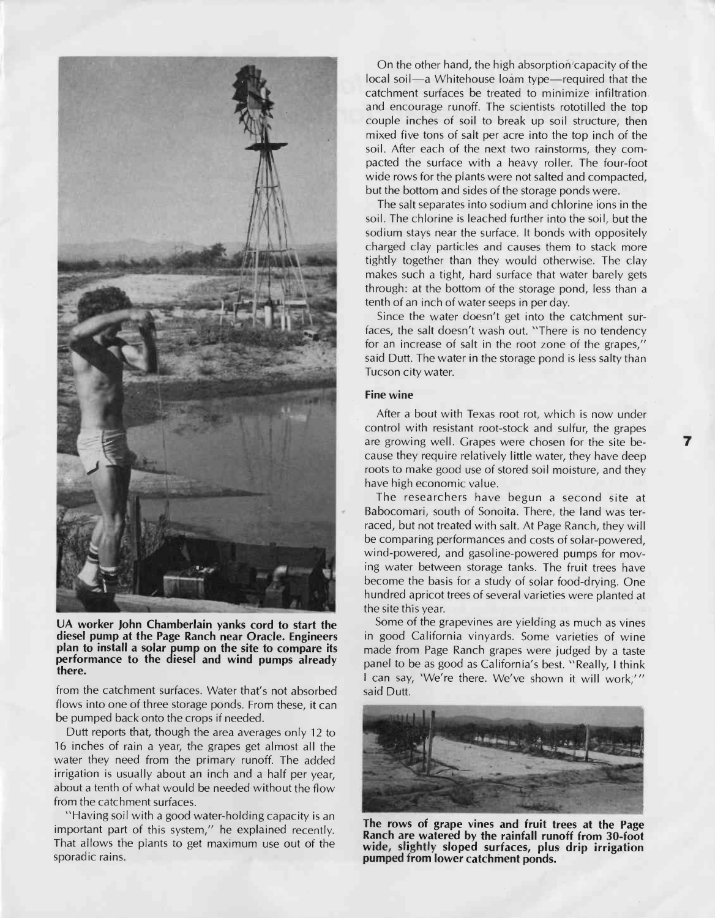UA worker John Chamberlain yanks cord to start the diesel pump at the Page Ranch near Oracle. Engineers plan to install a solar pump on the site to compare its performance to the diesel and wind pumps already there.

from the catchment surfaces. Water that's not absorbed flows into one of three storage ponds. From these, it can be pumped back onto the crops if needed.

Dutt reports that, though the area averages only 12 to 16 inches of rain a year, the grapes get almost all the water they need from the primary runoff. The added irrigation is usually about an inch and a half per year, about a tenth of what would be needed without the flow from the catchment surfaces.

"Having soil with a good water-holding capacity is an important part of this system," he explained recently. That allows the plants to get maximum use out of the sporadic rains.

On the other hand, the high absorption capacity of the local soil—a Whitehouse loam type—required that the catchment surfaces be treated to minimize infiltration and encourage runoff. The scientists rototilled the top couple inches of soil to break up soil structure, then mixed five tons of salt per acre into the top inch of the soil. After each of the next two rainstorms, they compacted the surface with a heavy roller. The four-foot wide rows for the plants were not salted and compacted, but the bottom and sides of the storage ponds were.

The salt separates into sodium and chlorine ions in the soil. The chlorine is leached further into the soil, but the sodium stays near the surface. It bonds with oppositely charged clay particles and causes them to stack more tightly together than they would otherwise. The clay makes such a tight, hard surface that water barely gets through: at the bottom of the storage pond, less than a tenth of an inch of water seeps in per day.

Since the water doesn't get into the catchment surfaces, the salt doesn't wash out. "There is no tendency for an increase of salt in the root zone of the grapes," said Dutt. The water in the storage pond is less salty than Tucson city water.

### Fine wine

After a bout with Texas root rot, which is now under control with resistant root-stock and sulfur, the grapes are growing well. Grapes were chosen for the site because they require relatively little water, they have deep roots to make good use of stored soil moisture, and they have high economic value.

The researchers have begun a second site at Babocomari, south of Sonoita. There, the land was terraced, but not treated with salt. At Page Ranch, they will be comparing performances and costs of solar-powered, wind-powered, and gasoline-powered pumps for moving water between storage tanks. The fruit trees have become the basis for a study of solar food-drying. One hundred apricot trees of several varieties were planted at the site this year.

Some of the grapevines are yielding as much as vines in good California vinyards. Some varieties of wine made from Page Ranch grapes were judged by a taste panel to be as good as California's best. "Really, I think I can say, 'We're there. We've shown it will work,'" said Dutt.

The rows of grape vines and fruit trees at the Page Ranch are watered by the rainfall runoff from 30-foot wide, slightly sloped surfaces, plus drip irrigation pumped from lower catchment ponds.